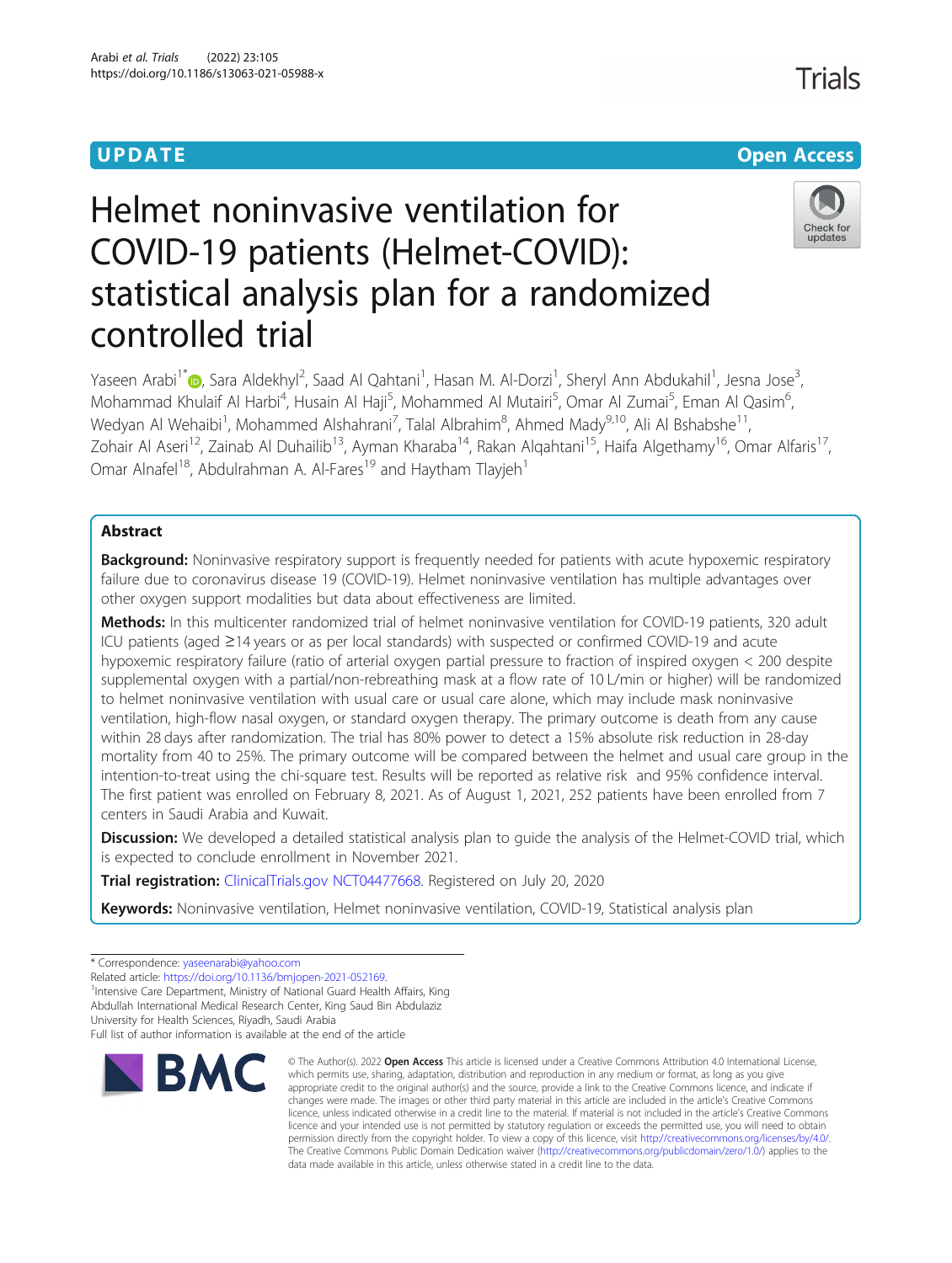UPDATE

Open Access

# Helmet noninvasive ventilation for COVID-19 patients (Helmet-COVID): statistical analysis plan for a randomized controlled trial

Yaseen Arabi[1*], Sara Aldekhyl[2], Saad Al Qahtani[1], Hasan M. Al-Dorzi[1], Sheryl Ann Abdukahil[1], Jesna Jose[3], Mohammad Khulaif Al Harbi[4], Husain Al Haji[5], Mohammed Al Mutairi[5], Omar Al Zumai[5], Eman Al Qasim[6], Wedyan Al Wehaibi[1], Mohammed Alshahrani[7], Talal Albrahim[8], Ahmed Mady[9,10], Ali Al Bshabshe[11], Zohair Al Aseri[12], Zainab Al Duhailib[13], Ayman Kharaba[14], Rakan Alqahtani[15], Haifa Algethamy[16], Omar Alfaris[17], Omar Alnafel[18], Abdulrahman A. Al-Fares[19] and Haytham Tlayjeh[1]

## Abstract

**Background:** Noninvasive respiratory support is frequently needed for patients with acute hypoxemic respiratory failure due to coronavirus disease 19 (COVID-19). Helmet noninvasive ventilation has multiple advantages over other oxygen support modalities but data about effectiveness are limited.

**Methods:** In this multicenter randomized trial of helmet noninvasive ventilation for COVID-19 patients, 320 adult ICU patients (aged ≥14 years or as per local standards) with suspected or confirmed COVID-19 and acute hypoxemic respiratory failure (ratio of arterial oxygen partial pressure to fraction of inspired oxygen < 200 despite supplemental oxygen with a partial/non-rebreathing mask at a flow rate of 10 L/min or higher) will be randomized to helmet noninvasive ventilation with usual care or usual care alone, which may include mask noninvasive ventilation, high-flow nasal oxygen, or standard oxygen therapy. The primary outcome is death from any cause within 28 days after randomization. The trial has 80% power to detect a 15% absolute risk reduction in 28-day mortality from 40 to 25%. The primary outcome will be compared between the helmet and usual care group in the intention-to-treat using the chi-square test. Results will be reported as relative risk and 95% confidence interval. The first patient was enrolled on February 8, 2021. As of August 1, 2021, 252 patients have been enrolled from 7 centers in Saudi Arabia and Kuwait.

**Discussion:** We developed a detailed statistical analysis plan to guide the analysis of the Helmet-COVID trial, which is expected to conclude enrollment in November 2021.

**Trial registration:** ClinicalTrials.gov NCT04477668. Registered on July 20, 2020

**Keywords:** Noninvasive ventilation, Helmet noninvasive ventilation, COVID-19, Statistical analysis plan

* Correspondence: yaseenarabi@yahoo.com
Related article: https://doi.org/10.1136/bmjopen-2021-052169.
[1]Intensive Care Department, Ministry of National Guard Health Affairs, King Abdullah International Medical Research Center, King Saud Bin Abdulaziz University for Health Sciences, Riyadh, Saudi Arabia
Full list of author information is available at the end of the article

© The Author(s). 2022 **Open Access** This article is licensed under a Creative Commons Attribution 4.0 International License, which permits use, sharing, adaptation, distribution and reproduction in any medium or format, as long as you give appropriate credit to the original author(s) and the source, provide a link to the Creative Commons licence, and indicate if changes were made. The images or other third party material in this article are included in the article's Creative Commons licence, unless indicated otherwise in a credit line to the material. If material is not included in the article's Creative Commons licence and your intended use is not permitted by statutory regulation or exceeds the permitted use, you will need to obtain permission directly from the copyright holder. To view a copy of this licence, visit http://creativecommons.org/licenses/by/4.0/. The Creative Commons Public Domain Dedication waiver (http://creativecommons.org/publicdomain/zero/1.0/) applies to the data made available in this article, unless otherwise stated in a credit line to the data.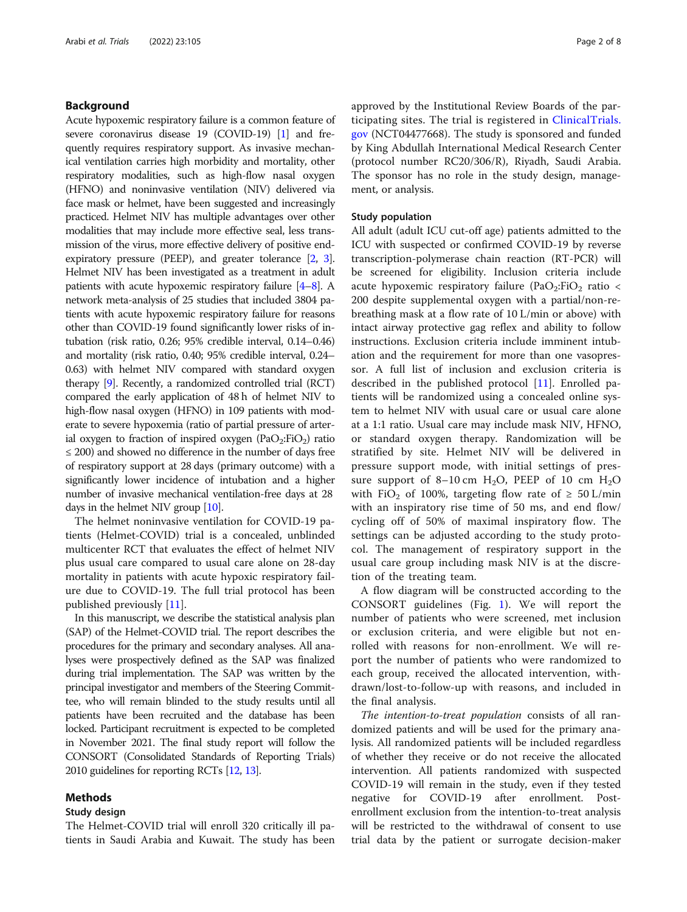## Background

Acute hypoxemic respiratory failure is a common feature of severe coronavirus disease 19 (COVID-19) [1] and frequently requires respiratory support. As invasive mechanical ventilation carries high morbidity and mortality, other respiratory modalities, such as high-flow nasal oxygen (HFNO) and noninvasive ventilation (NIV) delivered via face mask or helmet, have been suggested and increasingly practiced. Helmet NIV has multiple advantages over other modalities that may include more effective seal, less transmission of the virus, more effective delivery of positive end-expiratory pressure (PEEP), and greater tolerance [2, 3]. Helmet NIV has been investigated as a treatment in adult patients with acute hypoxemic respiratory failure [4–8]. A network meta-analysis of 25 studies that included 3804 patients with acute hypoxemic respiratory failure for reasons other than COVID-19 found significantly lower risks of intubation (risk ratio, 0.26; 95% credible interval, 0.14–0.46) and mortality (risk ratio, 0.40; 95% credible interval, 0.24–0.63) with helmet NIV compared with standard oxygen therapy [9]. Recently, a randomized controlled trial (RCT) compared the early application of 48 h of helmet NIV to high-flow nasal oxygen (HFNO) in 109 patients with moderate to severe hypoxemia (ratio of partial pressure of arterial oxygen to fraction of inspired oxygen ($PaO_2$:$FiO_2$) ratio ≤ 200) and showed no difference in the number of days free of respiratory support at 28 days (primary outcome) with a significantly lower incidence of intubation and a higher number of invasive mechanical ventilation-free days at 28 days in the helmet NIV group [10].

The helmet noninvasive ventilation for COVID-19 patients (Helmet-COVID) trial is a concealed, unblinded multicenter RCT that evaluates the effect of helmet NIV plus usual care compared to usual care alone on 28-day mortality in patients with acute hypoxic respiratory failure due to COVID-19. The full trial protocol has been published previously [11].

In this manuscript, we describe the statistical analysis plan (SAP) of the Helmet-COVID trial. The report describes the procedures for the primary and secondary analyses. All analyses were prospectively defined as the SAP was finalized during trial implementation. The SAP was written by the principal investigator and members of the Steering Committee, who will remain blinded to the study results until all patients have been recruited and the database has been locked. Participant recruitment is expected to be completed in November 2021. The final study report will follow the CONSORT (Consolidated Standards of Reporting Trials) 2010 guidelines for reporting RCTs [12, 13].

## Methods

### Study design

The Helmet-COVID trial will enroll 320 critically ill patients in Saudi Arabia and Kuwait. The study has been approved by the Institutional Review Boards of the participating sites. The trial is registered in ClinicalTrials.gov (NCT04477668). The study is sponsored and funded by King Abdullah International Medical Research Center (protocol number RC20/306/R), Riyadh, Saudi Arabia. The sponsor has no role in the study design, management, or analysis.

### Study population

All adult (adult ICU cut-off age) patients admitted to the ICU with suspected or confirmed COVID-19 by reverse transcription-polymerase chain reaction (RT-PCR) will be screened for eligibility. Inclusion criteria include acute hypoxemic respiratory failure ($PaO_2$:$FiO_2$ ratio < 200 despite supplemental oxygen with a partial/non-rebreathing mask at a flow rate of 10 L/min or above) with intact airway protective gag reflex and ability to follow instructions. Exclusion criteria include imminent intubation and the requirement for more than one vasopressor. A full list of inclusion and exclusion criteria is described in the published protocol [11]. Enrolled patients will be randomized using a concealed online system to helmet NIV with usual care or usual care alone at a 1:1 ratio. Usual care may include mask NIV, HFNO, or standard oxygen therapy. Randomization will be stratified by site. Helmet NIV will be delivered in pressure support mode, with initial settings of pressure support of 8–10 cm $H_2O$, PEEP of 10 cm $H_2O$ with $FiO_2$ of 100%, targeting flow rate of ≥ 50 L/min with an inspiratory rise time of 50 ms, and end flow/cycling off of 50% of maximal inspiratory flow. The settings can be adjusted according to the study protocol. The management of respiratory support in the usual care group including mask NIV is at the discretion of the treating team.

A flow diagram will be constructed according to the CONSORT guidelines (Fig. 1). We will report the number of patients who were screened, met inclusion or exclusion criteria, and were eligible but not enrolled with reasons for non-enrollment. We will report the number of patients who were randomized to each group, received the allocated intervention, withdrawn/lost-to-follow-up with reasons, and included in the final analysis.

*The intention-to-treat population* consists of all randomized patients and will be used for the primary analysis. All randomized patients will be included regardless of whether they receive or do not receive the allocated intervention. All patients randomized with suspected COVID-19 will remain in the study, even if they tested negative for COVID-19 after enrollment. Post-enrollment exclusion from the intention-to-treat analysis will be restricted to the withdrawal of consent to use trial data by the patient or surrogate decision-maker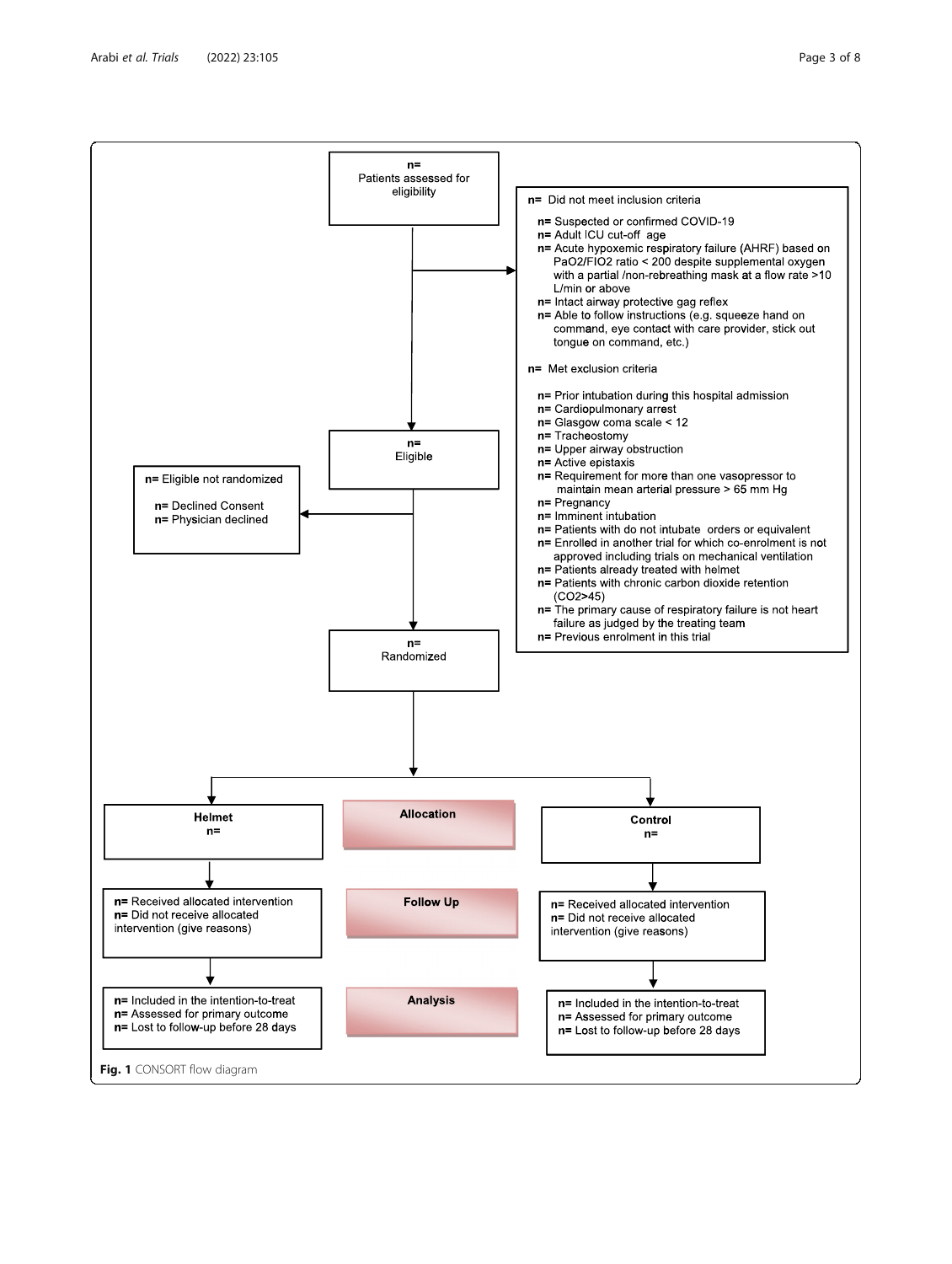n=
Patients assessed for eligibility

n= Did not meet inclusion criteria

- n= Suspected or confirmed COVID-19
- n= Adult ICU cut-off age
- n= Acute hypoxemic respiratory failure (AHRF) based on $PaO_2/FIO_2$ ratio < 200 despite supplemental oxygen with a partial /non-rebreathing mask at a flow rate >10 L/min or above
- n= Intact airway protective gag reflex
- n= Able to follow instructions (e.g. squeeze hand on command, eye contact with care provider, stick out tongue on command, etc.)

n= Met exclusion criteria

- n= Prior intubation during this hospital admission
- n= Cardiopulmonary arrest
- n= Glasgow coma scale < 12
- n= Tracheostomy
- n= Upper airway obstruction
- n= Active epistaxis
- n= Requirement for more than one vasopressor to maintain mean arterial pressure > 65 mm Hg
- n= Pregnancy
- n= Imminent intubation
- n= Patients with do not intubate orders or equivalent
- n= Enrolled in another trial for which co-enrolment is not approved including trials on mechanical ventilation
- n= Patients already treated with helmet
- n= Patients with chronic carbon dioxide retention ($CO_2$>45)
- n= The primary cause of respiratory failure is not heart failure as judged by the treating team
- n= Previous enrolment in this trial

n=
Eligible

n= Eligible not randomized

- n= Declined Consent
- n= Physician declined

n=
Randomized

**Allocation**

| **Helmet** n= | **Control** n= |
|---|---|

**Follow Up**

| Helmet | Control |
|---|---|
| n= Received allocated intervention<br>n= Did not receive allocated intervention (give reasons) | n= Received allocated intervention<br>n= Did not receive allocated intervention (give reasons) |

**Analysis**

| Helmet | Control |
|---|---|
| n= Included in the intention-to-treat<br>n= Assessed for primary outcome<br>n= Lost to follow-up before 28 days | n= Included in the intention-to-treat<br>n= Assessed for primary outcome<br>n= Lost to follow-up before 28 days |

**Fig. 1** CONSORT flow diagram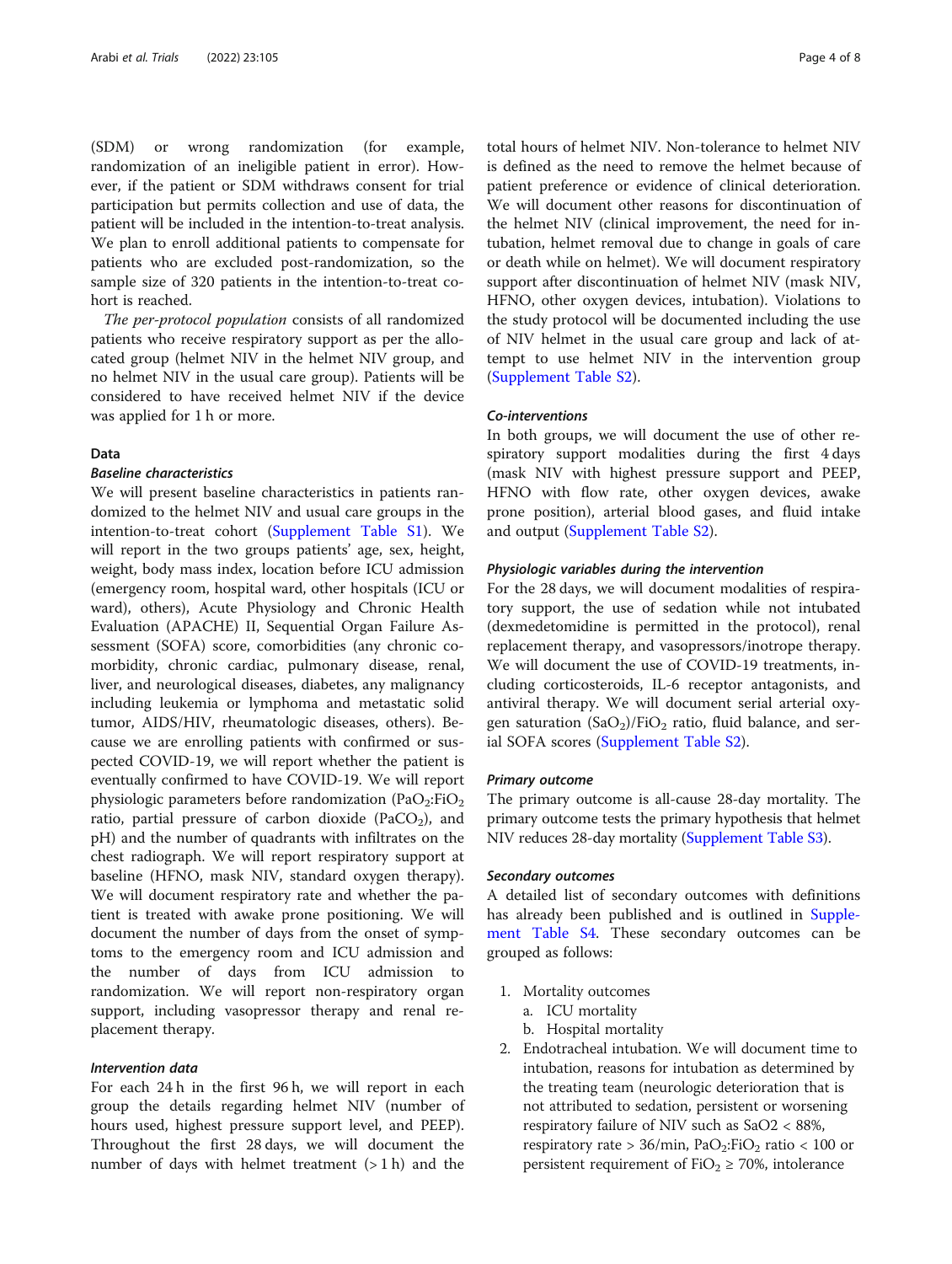(SDM) or wrong randomization (for example, randomization of an ineligible patient in error). However, if the patient or SDM withdraws consent for trial participation but permits collection and use of data, the patient will be included in the intention-to-treat analysis. We plan to enroll additional patients to compensate for patients who are excluded post-randomization, so the sample size of 320 patients in the intention-to-treat cohort is reached.

*The per-protocol population* consists of all randomized patients who receive respiratory support as per the allocated group (helmet NIV in the helmet NIV group, and no helmet NIV in the usual care group). Patients will be considered to have received helmet NIV if the device was applied for 1 h or more.

## Data

### Baseline characteristics

We will present baseline characteristics in patients randomized to the helmet NIV and usual care groups in the intention-to-treat cohort (Supplement Table S1). We will report in the two groups patients' age, sex, height, weight, body mass index, location before ICU admission (emergency room, hospital ward, other hospitals (ICU or ward), others), Acute Physiology and Chronic Health Evaluation (APACHE) II, Sequential Organ Failure Assessment (SOFA) score, comorbidities (any chronic comorbidity, chronic cardiac, pulmonary disease, renal, liver, and neurological diseases, diabetes, any malignancy including leukemia or lymphoma and metastatic solid tumor, AIDS/HIV, rheumatologic diseases, others). Because we are enrolling patients with confirmed or suspected COVID-19, we will report whether the patient is eventually confirmed to have COVID-19. We will report physiologic parameters before randomization ($PaO_2$:$FiO_2$ ratio, partial pressure of carbon dioxide ($PaCO_2$), and pH) and the number of quadrants with infiltrates on the chest radiograph. We will report respiratory support at baseline (HFNO, mask NIV, standard oxygen therapy). We will document respiratory rate and whether the patient is treated with awake prone positioning. We will document the number of days from the onset of symptoms to the emergency room and ICU admission and the number of days from ICU admission to randomization. We will report non-respiratory organ support, including vasopressor therapy and renal replacement therapy.

### Intervention data

For each 24 h in the first 96 h, we will report in each group the details regarding helmet NIV (number of hours used, highest pressure support level, and PEEP). Throughout the first 28 days, we will document the number of days with helmet treatment (> 1 h) and the total hours of helmet NIV. Non-tolerance to helmet NIV is defined as the need to remove the helmet because of patient preference or evidence of clinical deterioration. We will document other reasons for discontinuation of the helmet NIV (clinical improvement, the need for intubation, helmet removal due to change in goals of care or death while on helmet). We will document respiratory support after discontinuation of helmet NIV (mask NIV, HFNO, other oxygen devices, intubation). Violations to the study protocol will be documented including the use of NIV helmet in the usual care group and lack of attempt to use helmet NIV in the intervention group (Supplement Table S2).

### Co-interventions

In both groups, we will document the use of other respiratory support modalities during the first 4 days (mask NIV with highest pressure support and PEEP, HFNO with flow rate, other oxygen devices, awake prone position), arterial blood gases, and fluid intake and output (Supplement Table S2).

### Physiologic variables during the intervention

For the 28 days, we will document modalities of respiratory support, the use of sedation while not intubated (dexmedetomidine is permitted in the protocol), renal replacement therapy, and vasopressors/inotrope therapy. We will document the use of COVID-19 treatments, including corticosteroids, IL-6 receptor antagonists, and antiviral therapy. We will document serial arterial oxygen saturation ($SaO_2$)/$FiO_2$ ratio, fluid balance, and serial SOFA scores (Supplement Table S2).

### Primary outcome

The primary outcome is all-cause 28-day mortality. The primary outcome tests the primary hypothesis that helmet NIV reduces 28-day mortality (Supplement Table S3).

### Secondary outcomes

A detailed list of secondary outcomes with definitions has already been published and is outlined in Supplement Table S4. These secondary outcomes can be grouped as follows:

1. Mortality outcomes
   a. ICU mortality
   b. Hospital mortality
2. Endotracheal intubation. We will document time to intubation, reasons for intubation as determined by the treating team (neurologic deterioration that is not attributed to sedation, persistent or worsening respiratory failure of NIV such as $SaO_2 < 88\%$, respiratory rate > 36/min, $PaO_2$:$FiO_2$ ratio < 100 or persistent requirement of $FiO_2 \geq 70\%$, intolerance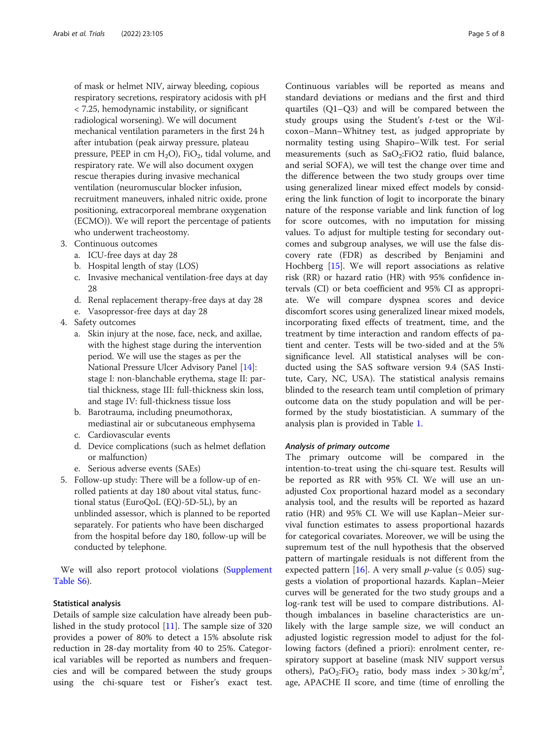of mask or helmet NIV, airway bleeding, copious respiratory secretions, respiratory acidosis with pH < 7.25, hemodynamic instability, or significant radiological worsening). We will document mechanical ventilation parameters in the first 24 h after intubation (peak airway pressure, plateau pressure, PEEP in cm $H_2O$), $FiO_2$, tidal volume, and respiratory rate. We will also document oxygen rescue therapies during invasive mechanical ventilation (neuromuscular blocker infusion, recruitment maneuvers, inhaled nitric oxide, prone positioning, extracorporeal membrane oxygenation (ECMO)). We will report the percentage of patients who underwent tracheostomy.

3. Continuous outcomes
   a. ICU-free days at day 28
   b. Hospital length of stay (LOS)
   c. Invasive mechanical ventilation-free days at day 28
   d. Renal replacement therapy-free days at day 28
   e. Vasopressor-free days at day 28
4. Safety outcomes
   a. Skin injury at the nose, face, neck, and axillae, with the highest stage during the intervention period. We will use the stages as per the National Pressure Ulcer Advisory Panel [14]: stage I: non-blanchable erythema, stage II: partial thickness, stage III: full-thickness skin loss, and stage IV: full-thickness tissue loss
   b. Barotrauma, including pneumothorax, mediastinal air or subcutaneous emphysema
   c. Cardiovascular events
   d. Device complications (such as helmet deflation or malfunction)
   e. Serious adverse events (SAEs)
5. Follow-up study: There will be a follow-up of enrolled patients at day 180 about vital status, functional status (EuroQoL (EQ)-5D-5L), by an unblinded assessor, which is planned to be reported separately. For patients who have been discharged from the hospital before day 180, follow-up will be conducted by telephone.

We will also report protocol violations (Supplement Table S6).

### Statistical analysis

Details of sample size calculation have already been published in the study protocol [11]. The sample size of 320 provides a power of 80% to detect a 15% absolute risk reduction in 28-day mortality from 40 to 25%. Categorical variables will be reported as numbers and frequencies and will be compared between the study groups using the chi-square test or Fisher's exact test. Continuous variables will be reported as means and standard deviations or medians and the first and third quartiles (Q1–Q3) and will be compared between the study groups using the Student's *t*-test or the Wilcoxon–Mann–Whitney test, as judged appropriate by normality testing using Shapiro–Wilk test. For serial measurements (such as $SaO_2$:FiO2 ratio, fluid balance, and serial SOFA), we will test the change over time and the difference between the two study groups over time using generalized linear mixed effect models by considering the link function of logit to incorporate the binary nature of the response variable and link function of log for score outcomes, with no imputation for missing values. To adjust for multiple testing for secondary outcomes and subgroup analyses, we will use the false discovery rate (FDR) as described by Benjamini and Hochberg [15]. We will report associations as relative risk (RR) or hazard ratio (HR) with 95% confidence intervals (CI) or beta coefficient and 95% CI as appropriate. We will compare dyspnea scores and device discomfort scores using generalized linear mixed models, incorporating fixed effects of treatment, time, and the treatment by time interaction and random effects of patient and center. Tests will be two-sided and at the 5% significance level. All statistical analyses will be conducted using the SAS software version 9.4 (SAS Institute, Cary, NC, USA). The statistical analysis remains blinded to the research team until completion of primary outcome data on the study population and will be performed by the study biostatistician. A summary of the analysis plan is provided in Table 1.

#### Analysis of primary outcome

The primary outcome will be compared in the intention-to-treat using the chi-square test. Results will be reported as RR with 95% CI. We will use an unadjusted Cox proportional hazard model as a secondary analysis tool, and the results will be reported as hazard ratio (HR) and 95% CI. We will use Kaplan–Meier survival function estimates to assess proportional hazards for categorical covariates. Moreover, we will be using the supremum test of the null hypothesis that the observed pattern of martingale residuals is not different from the expected pattern [16]. A very small *p*-value ($\leq 0.05$) suggests a violation of proportional hazards. Kaplan–Meier curves will be generated for the two study groups and a log-rank test will be used to compare distributions. Although imbalances in baseline characteristics are unlikely with the large sample size, we will conduct an adjusted logistic regression model to adjust for the following factors (defined a priori): enrolment center, respiratory support at baseline (mask NIV support versus others), $PaO_2$:$FiO_2$ ratio, body mass index $> 30\ kg/m^2$, age, APACHE II score, and time (time of enrolling the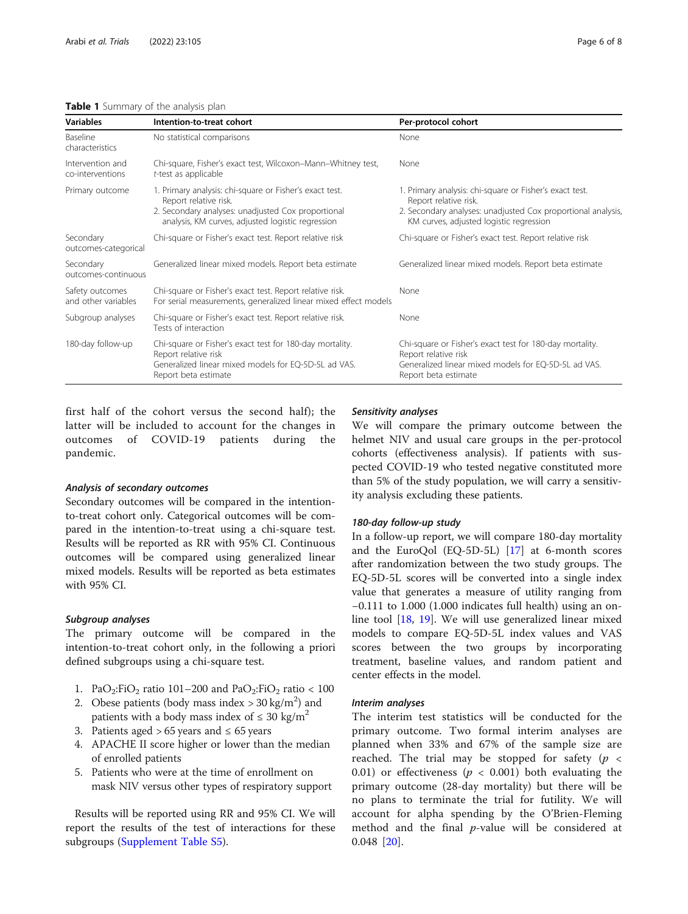**Table 1** Summary of the analysis plan

| Variables | Intention-to-treat cohort | Per-protocol cohort |
| --- | --- | --- |
| Baseline characteristics | No statistical comparisons | None |
| Intervention and co-interventions | Chi-square, Fisher's exact test, Wilcoxon–Mann–Whitney test, *t*-test as applicable | None |
| Primary outcome | 1. Primary analysis: chi-square or Fisher's exact test. Report relative risk. 2. Secondary analyses: unadjusted Cox proportional analysis, KM curves, adjusted logistic regression | 1. Primary analysis: chi-square or Fisher's exact test. Report relative risk. 2. Secondary analyses: unadjusted Cox proportional analysis, KM curves, adjusted logistic regression |
| Secondary outcomes-categorical | Chi-square or Fisher's exact test. Report relative risk | Chi-square or Fisher's exact test. Report relative risk |
| Secondary outcomes-continuous | Generalized linear mixed models. Report beta estimate | Generalized linear mixed models. Report beta estimate |
| Safety outcomes and other variables | Chi-square or Fisher's exact test. Report relative risk. For serial measurements, generalized linear mixed effect models | None |
| Subgroup analyses | Chi-square or Fisher's exact test. Report relative risk. Tests of interaction | None |
| 180-day follow-up | Chi-square or Fisher's exact test for 180-day mortality. Report relative risk Generalized linear mixed models for EQ-5D-5L ad VAS. Report beta estimate | Chi-square or Fisher's exact test for 180-day mortality. Report relative risk Generalized linear mixed models for EQ-5D-5L ad VAS. Report beta estimate |

first half of the cohort versus the second half); the latter will be included to account for the changes in outcomes of COVID-19 patients during the pandemic.

#### *Analysis of secondary outcomes*

Secondary outcomes will be compared in the intention-to-treat cohort only. Categorical outcomes will be compared in the intention-to-treat using a chi-square test. Results will be reported as RR with 95% CI. Continuous outcomes will be compared using generalized linear mixed models. Results will be reported as beta estimates with 95% CI.

#### *Subgroup analyses*

The primary outcome will be compared in the intention-to-treat cohort only, in the following a priori defined subgroups using a chi-square test.

1. $PaO_2$:$FiO_2$ ratio 101–200 and $PaO_2$:$FiO_2$ ratio < 100
2. Obese patients (body mass index > 30 kg/m$^2$) and patients with a body mass index of ≤ 30 kg/m$^2$
3. Patients aged > 65 years and ≤ 65 years
4. APACHE II score higher or lower than the median of enrolled patients
5. Patients who were at the time of enrollment on mask NIV versus other types of respiratory support

Results will be reported using RR and 95% CI. We will report the results of the test of interactions for these subgroups (Supplement Table S5).

#### *Sensitivity analyses*

We will compare the primary outcome between the helmet NIV and usual care groups in the per-protocol cohorts (effectiveness analysis). If patients with suspected COVID-19 who tested negative constituted more than 5% of the study population, we will carry a sensitivity analysis excluding these patients.

#### *180-day follow-up study*

In a follow-up report, we will compare 180-day mortality and the EuroQol (EQ-5D-5L) [17] at 6-month scores after randomization between the two study groups. The EQ-5D-5L scores will be converted into a single index value that generates a measure of utility ranging from −0.111 to 1.000 (1.000 indicates full health) using an online tool [18, 19]. We will use generalized linear mixed models to compare EQ-5D-5L index values and VAS scores between the two groups by incorporating treatment, baseline values, and random patient and center effects in the model.

#### *Interim analyses*

The interim test statistics will be conducted for the primary outcome. Two formal interim analyses are planned when 33% and 67% of the sample size are reached. The trial may be stopped for safety ($p < 0.01$) or effectiveness ($p < 0.001$) both evaluating the primary outcome (28-day mortality) but there will be no plans to terminate the trial for futility. We will account for alpha spending by the O'Brien-Fleming method and the final *p*-value will be considered at 0.048 [20].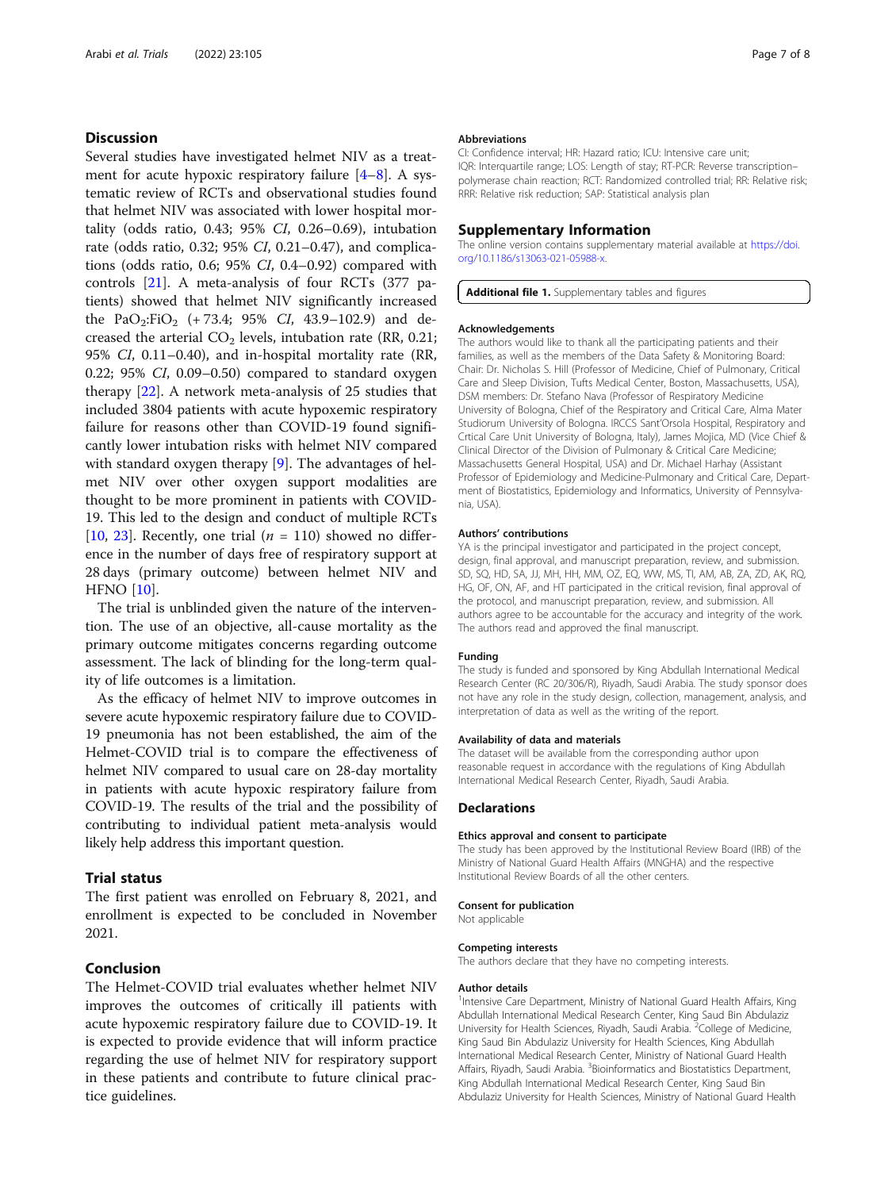## Discussion

Several studies have investigated helmet NIV as a treatment for acute hypoxic respiratory failure [4–8]. A systematic review of RCTs and observational studies found that helmet NIV was associated with lower hospital mortality (odds ratio, 0.43; 95% *CI*, 0.26–0.69), intubation rate (odds ratio, 0.32; 95% *CI*, 0.21–0.47), and complications (odds ratio, 0.6; 95% *CI*, 0.4–0.92) compared with controls [21]. A meta-analysis of four RCTs (377 patients) showed that helmet NIV significantly increased the $PaO_2$:$FiO_2$ (+ 73.4; 95% *CI*, 43.9–102.9) and decreased the arterial $CO_2$ levels, intubation rate (RR, 0.21; 95% *CI*, 0.11–0.40), and in-hospital mortality rate (RR, 0.22; 95% *CI*, 0.09–0.50) compared to standard oxygen therapy [22]. A network meta-analysis of 25 studies that included 3804 patients with acute hypoxemic respiratory failure for reasons other than COVID-19 found significantly lower intubation risks with helmet NIV compared with standard oxygen therapy [9]. The advantages of helmet NIV over other oxygen support modalities are thought to be more prominent in patients with COVID-19. This led to the design and conduct of multiple RCTs [10, 23]. Recently, one trial ($n$ = 110) showed no difference in the number of days free of respiratory support at 28 days (primary outcome) between helmet NIV and HFNO [10].

The trial is unblinded given the nature of the intervention. The use of an objective, all-cause mortality as the primary outcome mitigates concerns regarding outcome assessment. The lack of blinding for the long-term quality of life outcomes is a limitation.

As the efficacy of helmet NIV to improve outcomes in severe acute hypoxemic respiratory failure due to COVID-19 pneumonia has not been established, the aim of the Helmet-COVID trial is to compare the effectiveness of helmet NIV compared to usual care on 28-day mortality in patients with acute hypoxic respiratory failure from COVID-19. The results of the trial and the possibility of contributing to individual patient meta-analysis would likely help address this important question.

## Trial status

The first patient was enrolled on February 8, 2021, and enrollment is expected to be concluded in November 2021.

## Conclusion

The Helmet-COVID trial evaluates whether helmet NIV improves the outcomes of critically ill patients with acute hypoxic respiratory failure due to COVID-19. It is expected to provide evidence that will inform practice regarding the use of helmet NIV for respiratory support in these patients and contribute to future clinical practice guidelines.

#### Abbreviations

CI: Confidence interval; HR: Hazard ratio; ICU: Intensive care unit; IQR: Interquartile range; LOS: Length of stay; RT-PCR: Reverse transcription–polymerase chain reaction; RCT: Randomized controlled trial; RR: Relative risk; RRR: Relative risk reduction; SAP: Statistical analysis plan

## Supplementary Information

The online version contains supplementary material available at https://doi.org/10.1186/s13063-021-05988-x.

**Additional file 1.** Supplementary tables and figures

#### Acknowledgements

The authors would like to thank all the participating patients and their families, as well as the members of the Data Safety & Monitoring Board: Chair: Dr. Nicholas S. Hill (Professor of Medicine, Chief of Pulmonary, Critical Care and Sleep Division, Tufts Medical Center, Boston, Massachusetts, USA), DSM members: Dr. Stefano Nava (Professor of Respiratory Medicine University of Bologna, Chief of the Respiratory and Critical Care, Alma Mater Studiorum University of Bologna. IRCCS Sant'Orsola Hospital, Respiratory and Crtical Care Unit University of Bologna, Italy), James Mojica, MD (Vice Chief & Clinical Director of the Division of Pulmonary & Critical Care Medicine; Massachusetts General Hospital, USA) and Dr. Michael Harhay (Assistant Professor of Epidemiology and Medicine-Pulmonary and Critical Care, Department of Biostatistics, Epidemiology and Informatics, University of Pennsylvania, USA).

#### Authors' contributions

YA is the principal investigator and participated in the project concept, design, final approval, and manuscript preparation, review, and submission. SD, SQ, HD, SA, JJ, MH, HH, MM, OZ, EQ, WW, MS, TI, AM, AB, ZA, ZD, AK, RQ, HG, OF, ON, AF, and HT participated in the critical revision, final approval of the protocol, and manuscript preparation, review, and submission. All authors agree to be accountable for the accuracy and integrity of the work. The authors read and approved the final manuscript.

#### Funding

The study is funded and sponsored by King Abdullah International Medical Research Center (RC 20/306/R), Riyadh, Saudi Arabia. The study sponsor does not have any role in the study design, collection, management, analysis, and interpretation of data as well as the writing of the report.

#### Availability of data and materials

The dataset will be available from the corresponding author upon reasonable request in accordance with the regulations of King Abdullah International Medical Research Center, Riyadh, Saudi Arabia.

## Declarations

#### Ethics approval and consent to participate

The study has been approved by the Institutional Review Board (IRB) of the Ministry of National Guard Health Affairs (MNGHA) and the respective Institutional Review Boards of all the other centers.

#### Consent for publication

Not applicable

#### Competing interests

The authors declare that they have no competing interests.

#### Author details

[1]Intensive Care Department, Ministry of National Guard Health Affairs, King Abdullah International Medical Research Center, King Saud Bin Abdulaziz University for Health Sciences, Riyadh, Saudi Arabia. [2]College of Medicine, King Saud Bin Abdulaziz University for Health Sciences, King Abdullah International Medical Research Center, Ministry of National Guard Health Affairs, Riyadh, Saudi Arabia. [3]Bioinformatics and Biostatistics Department, King Abdullah International Medical Research Center, King Saud Bin Abdulaziz University for Health Sciences, Ministry of National Guard Health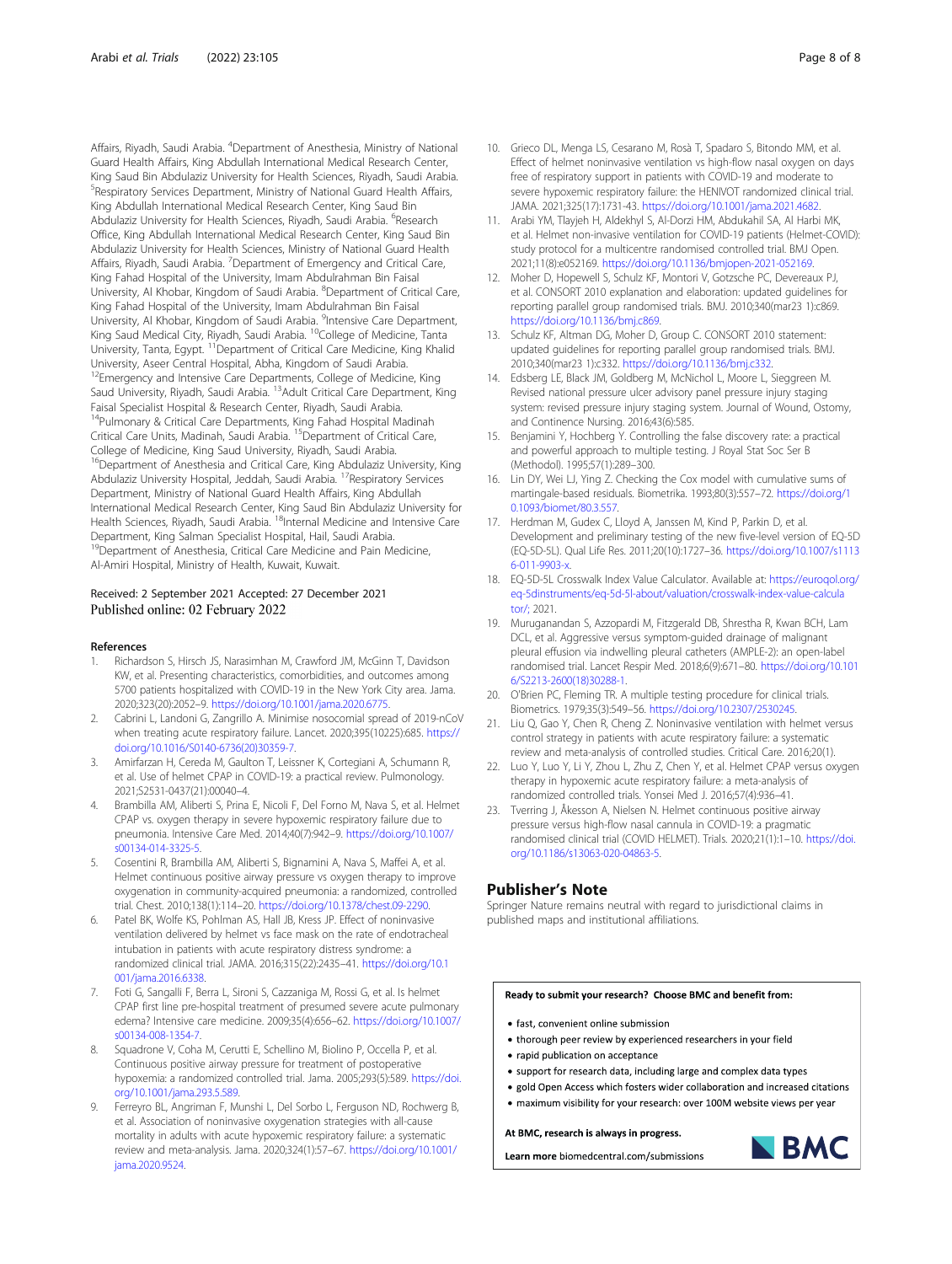Affairs, Riyadh, Saudi Arabia. [4]Department of Anesthesia, Ministry of National Guard Health Affairs, King Abdullah International Medical Research Center, King Saud Bin Abdulaziz University for Health Sciences, Riyadh, Saudi Arabia. [5]Respiratory Services Department, Ministry of National Guard Health Affairs, King Abdullah International Medical Research Center, King Saud Bin Abdulaziz University for Health Sciences, Riyadh, Saudi Arabia. [6]Research Office, King Abdullah International Medical Research Center, King Saud Bin Abdulaziz University for Health Sciences, Ministry of National Guard Health Affairs, Riyadh, Saudi Arabia. [7]Department of Emergency and Critical Care, King Fahad Hospital of the University, Imam Abdulrahman Bin Faisal University, Al Khobar, Kingdom of Saudi Arabia. [8]Department of Critical Care, King Fahad Hospital of the University, Imam Abdulrahman Bin Faisal University, Al Khobar, Kingdom of Saudi Arabia. [9]Intensive Care Department, King Saud Medical City, Riyadh, Saudi Arabia. [10]College of Medicine, Tanta University, Tanta, Egypt. [11]Department of Critical Care Medicine, King Khalid University, Aseer Central Hospital, Abha, Kingdom of Saudi Arabia. [12]Emergency and Intensive Care Departments, College of Medicine, King Saud University, Riyadh, Saudi Arabia. [13]Adult Critical Care Department, King Faisal Specialist Hospital & Research Center, Riyadh, Saudi Arabia. [14]Pulmonary & Critical Care Departments, King Fahad Hospital Madinah Critical Care Units, Madinah, Saudi Arabia. [15]Department of Critical Care, College of Medicine, King Saud University, Riyadh, Saudi Arabia. [16]Department of Anesthesia and Critical Care, King Abdulaziz University, King Abdulaziz University Hospital, Jeddah, Saudi Arabia. [17]Respiratory Services Department, Ministry of National Guard Health Affairs, King Abdullah International Medical Research Center, King Saud Bin Abdulaziz University for Health Sciences, Riyadh, Saudi Arabia. [18]Internal Medicine and Intensive Care Department, King Salman Specialist Hospital, Hail, Saudi Arabia. [19]Department of Anesthesia, Critical Care Medicine and Pain Medicine, Al-Amiri Hospital, Ministry of Health, Kuwait, Kuwait.

Received: 2 September 2021 Accepted: 27 December 2021
Published online: 02 February 2022

### References

1. Richardson S, Hirsch JS, Narasimhan M, Crawford JM, McGinn T, Davidson KW, et al. Presenting characteristics, comorbidities, and outcomes among 5700 patients hospitalized with COVID-19 in the New York City area. Jama. 2020;323(20):2052–9. https://doi.org/10.1001/jama.2020.6775.
2. Cabrini L, Landoni G, Zangrillo A. Minimise nosocomial spread of 2019-nCoV when treating acute respiratory failure. Lancet. 2020;395(10225):685. https://doi.org/10.1016/S0140-6736(20)30359-7.
3. Amirfarzan H, Cereda M, Gaulton T, Leissner K, Cortegiani A, Schumann R, et al. Use of helmet CPAP in COVID-19: a practical review. Pulmonology. 2021;S2531-0437(21):00040–4.
4. Brambilla AM, Aliberti S, Prina E, Nicoli F, Del Forno M, Nava S, et al. Helmet CPAP vs. oxygen therapy in severe hypoxemic respiratory failure due to pneumonia. Intensive Care Med. 2014;40(7):942–9. https://doi.org/10.1007/s00134-014-3325-5.
5. Cosentini R, Brambilla AM, Aliberti S, Bignamini A, Nava S, Maffei A, et al. Helmet continuous positive airway pressure vs oxygen therapy to improve oxygenation in community-acquired pneumonia: a randomized, controlled trial. Chest. 2010;138(1):114–20. https://doi.org/10.1378/chest.09-2290.
6. Patel BK, Wolfe KS, Pohlman AS, Hall JB, Kress JP. Effect of noninvasive ventilation delivered by helmet vs face mask on the rate of endotracheal intubation in patients with acute respiratory distress syndrome: a randomized clinical trial. JAMA. 2016;315(22):2435–41. https://doi.org/10.1001/jama.2016.6338.
7. Foti G, Sangalli F, Berra L, Sironi S, Cazzaniga M, Rossi G, et al. Is helmet CPAP first line pre-hospital treatment of presumed severe acute pulmonary edema? Intensive care medicine. 2009;35(4):656–62. https://doi.org/10.1007/s00134-008-1354-7.
8. Squadrone V, Coha M, Cerutti E, Schellino M, Biolino P, Occella P, et al. Continuous positive airway pressure for treatment of postoperative hypoxemia: a randomized controlled trial. Jama. 2005;293(5):589. https://doi.org/10.1001/jama.293.5.589.
9. Ferreyro BL, Angriman F, Munshi L, Del Sorbo L, Ferguson ND, Rochwerg B, et al. Association of noninvasive oxygenation strategies with all-cause mortality in adults with acute hypoxemic respiratory failure: a systematic review and meta-analysis. Jama. 2020;324(1):57–67. https://doi.org/10.1001/jama.2020.9524.
10. Grieco DL, Menga LS, Cesarano M, Rosà T, Spadaro S, Bitondo MM, et al. Effect of helmet noninvasive ventilation vs high-flow nasal oxygen on days free of respiratory support in patients with COVID-19 and moderate to severe hypoxemic respiratory failure: the HENIVOT randomized clinical trial. JAMA. 2021;325(17):1731-43. https://doi.org/10.1001/jama.2021.4682.
11. Arabi YM, Tlayjeh H, Aldekhyl S, Al-Dorzi HM, Abdukahil SA, Al Harbi MK, et al. Helmet non-invasive ventilation for COVID-19 patients (Helmet-COVID): study protocol for a multicentre randomised controlled trial. BMJ Open. 2021;11(8):e052169. https://doi.org/10.1136/bmjopen-2021-052169.
12. Moher D, Hopewell S, Schulz KF, Montori V, Gotzsche PC, Devereaux PJ, et al. CONSORT 2010 explanation and elaboration: updated guidelines for reporting parallel group randomised trials. BMJ. 2010;340(mar23 1):c869. https://doi.org/10.1136/bmj.c869.
13. Schulz KF, Altman DG, Moher D, Group C. CONSORT 2010 statement: updated guidelines for reporting parallel group randomised trials. BMJ. 2010;340(mar23 1):c332. https://doi.org/10.1136/bmj.c332.
14. Edsberg LE, Black JM, Goldberg M, McNichol L, Moore L, Sieggreen M. Revised national pressure ulcer advisory panel pressure injury staging system: revised pressure injury staging system. Journal of Wound, Ostomy, and Continence Nursing. 2016;43(6):585.
15. Benjamini Y, Hochberg Y. Controlling the false discovery rate: a practical and powerful approach to multiple testing. J Royal Stat Soc Ser B (Methodol). 1995;57(1):289–300.
16. Lin DY, Wei LJ, Ying Z. Checking the Cox model with cumulative sums of martingale-based residuals. Biometrika. 1993;80(3):557–72. https://doi.org/10.1093/biomet/80.3.557.
17. Herdman M, Gudex C, Lloyd A, Janssen M, Kind P, Parkin D, et al. Development and preliminary testing of the new five-level version of EQ-5D (EQ-5D-5L). Qual Life Res. 2011;20(10):1727–36. https://doi.org/10.1007/s11136-011-9903-x.
18. EQ-5D-5L Crosswalk Index Value Calculator. Available at: https://euroqol.org/eq-5dinstruments/eq-5d-5l-about/valuation/crosswalk-index-value-calculator/; 2021.
19. Muruganandan S, Azzopardi M, Fitzgerald DB, Shrestha R, Kwan BCH, Lam DCL, et al. Aggressive versus symptom-guided drainage of malignant pleural effusion via indwelling pleural catheters (AMPLE-2): an open-label randomised trial. Lancet Respir Med. 2018;6(9):671–80. https://doi.org/10.1016/S2213-2600(18)30288-1.
20. O'Brien PC, Fleming TR. A multiple testing procedure for clinical trials. Biometrics. 1979;35(3):549–56. https://doi.org/10.2307/2530245.
21. Liu Q, Gao Y, Chen R, Cheng Z. Noninvasive ventilation with helmet versus control strategy in patients with acute respiratory failure: a systematic review and meta-analysis of controlled studies. Critical Care. 2016;20(1).
22. Luo Y, Luo Y, Li Y, Zhou L, Zhu Z, Chen Y, et al. Helmet CPAP versus oxygen therapy in hypoxemic acute respiratory failure: a meta-analysis of randomized controlled trials. Yonsei Med J. 2016;57(4):936–41.
23. Tverring J, Åkesson A, Nielsen N. Helmet continuous positive airway pressure versus high-flow nasal cannula in COVID-19: a pragmatic randomised clinical trial (COVID HELMET). Trials. 2020;21(1):1–10. https://doi.org/10.1186/s13063-020-04863-5.

## Publisher's Note

Springer Nature remains neutral with regard to jurisdictional claims in published maps and institutional affiliations.